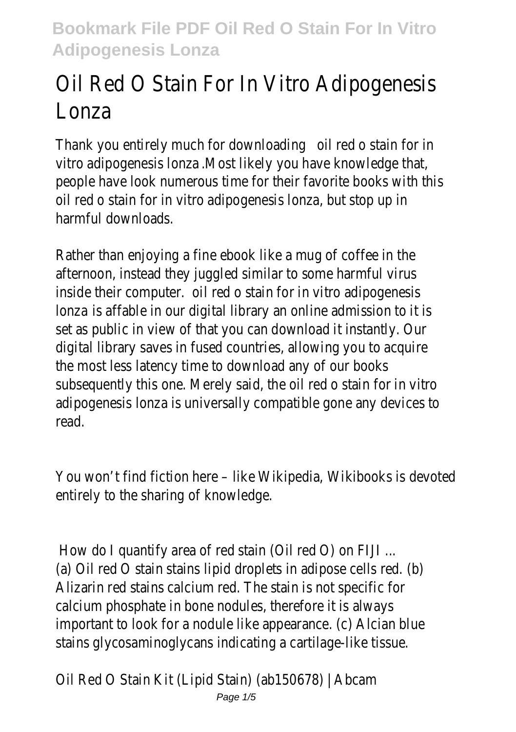# Oil Red O Stain For In Vitro Adipogenesis Lonza

Thank you entirely much for downloading oil red o stain for in vitro adipogenesis lonza .Most likely you have knowledge that, people have look numerous time for their favorite books with this oil red o stain for in vitro adipogenesis lonza, but stop up in harmful downloads.

Rather than enjoying a fine ebook like a mug of coffee in the afternoon, instead they juggled similar to some harmful virus inside their computer. oil red o stain for in vitro adipogenesis lonza is affable in our digital library an online admission to it is set as public in view of that you can download it instantly. Our digital library saves in fused countries, allowing you to acquire the most less latency time to download any of our books subsequently this one. Merely said, the oil red o stain for in vitro adipogenesis lonza is universally compatible gone any devices to read.

You won't find fiction here – like Wikipedia, Wikibooks is devoted entirely to the sharing of knowledge.

How do I quantify area of red stain (Oil red O) on FIJI ...
(a) Oil red O stain stains lipid droplets in adipose cells red. (b) Alizarin red stains calcium red. The stain is not specific for calcium phosphate in bone nodules, therefore it is always important to look for a nodule like appearance. (c) Alcian blue stains glycosaminoglycans indicating a cartilage-like tissue.

Oil Red O Stain Kit (Lipid Stain) (ab150678) | Abcam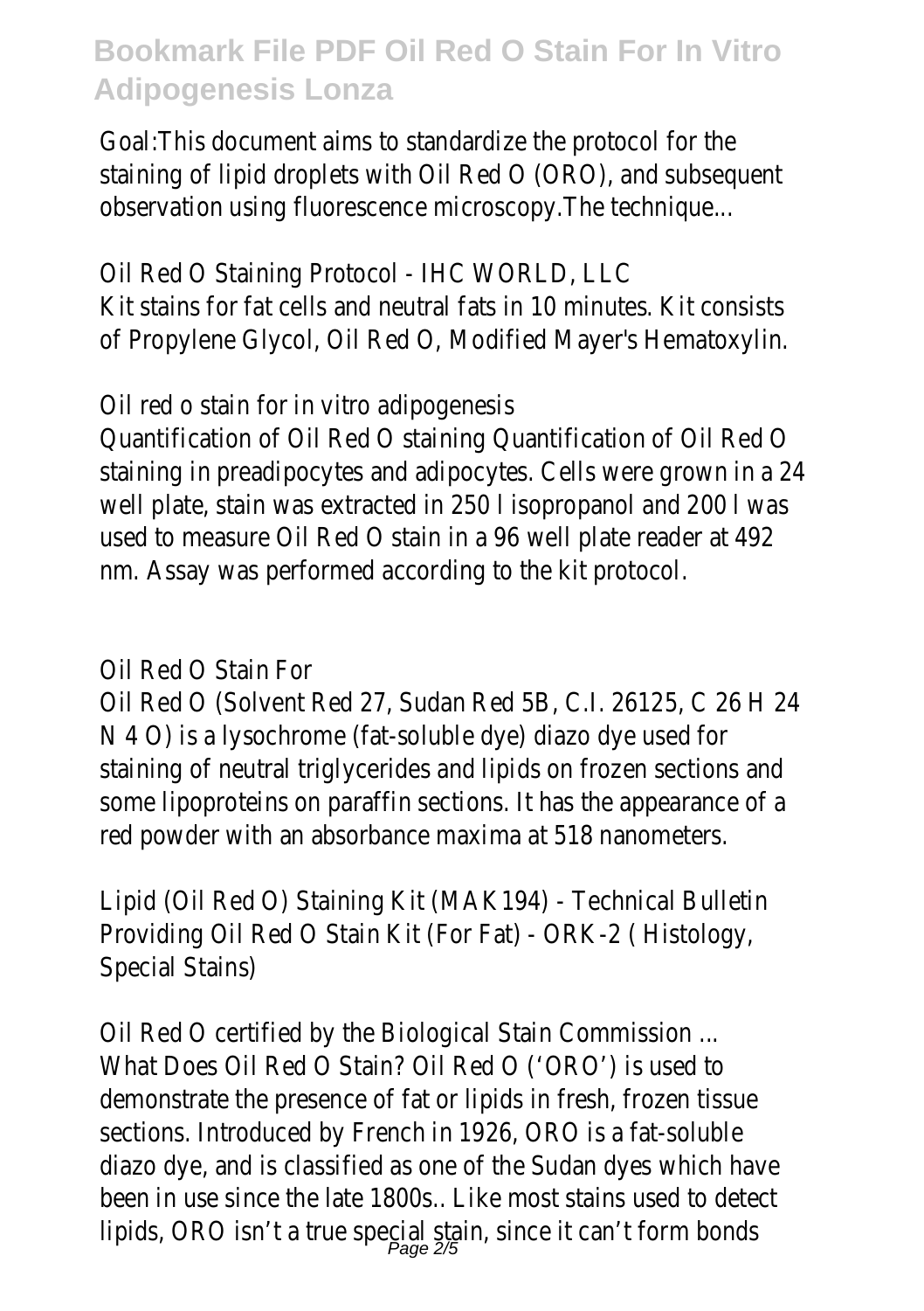Goal:This document aims to standardize the protocol for the staining of lipid droplets with Oil Red O (ORO), and subsequent observation using fluorescence microscopy.The technique...

Oil Red O Staining Protocol - IHC WORLD, LLC
Kit stains for fat cells and neutral fats in 10 minutes. Kit consists of Propylene Glycol, Oil Red O, Modified Mayer's Hematoxylin.

Oil red o stain for in vitro adipogenesis
Quantification of Oil Red O staining Quantification of Oil Red O staining in preadipocytes and adipocytes. Cells were grown in a 24 well plate, stain was extracted in 250 l isopropanol and 200 l was used to measure Oil Red O stain in a 96 well plate reader at 492 nm. Assay was performed according to the kit protocol.

Oil Red O Stain For
Oil Red O (Solvent Red 27, Sudan Red 5B, C.I. 26125, $C_{26}H_{24}N_4O$) is a lysochrome (fat-soluble dye) diazo dye used for staining of neutral triglycerides and lipids on frozen sections and some lipoproteins on paraffin sections. It has the appearance of a red powder with an absorbance maxima at 518 nanometers.

Lipid (Oil Red O) Staining Kit (MAK194) - Technical Bulletin
Providing Oil Red O Stain Kit (For Fat) - ORK-2 ( Histology, Special Stains)

Oil Red O certified by the Biological Stain Commission ...
What Does Oil Red O Stain? Oil Red O ('ORO') is used to demonstrate the presence of fat or lipids in fresh, frozen tissue sections. Introduced by French in 1926, ORO is a fat-soluble diazo dye, and is classified as one of the Sudan dyes which have been in use since the late 1800s.. Like most stains used to detect lipids, ORO isn't a true special stain, since it can't form bonds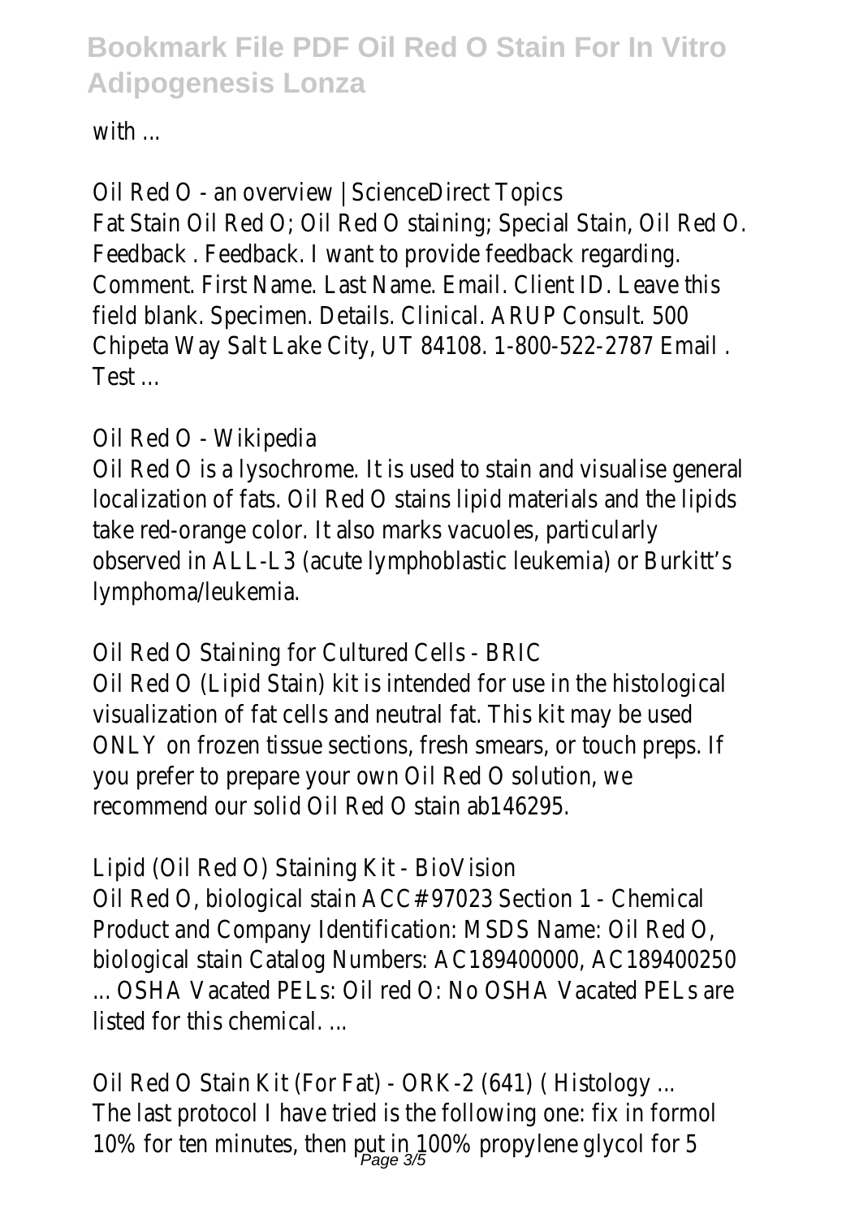with ...

Oil Red O - an overview | ScienceDirect Topics
Fat Stain Oil Red O; Oil Red O staining; Special Stain, Oil Red O. Feedback . Feedback. I want to provide feedback regarding. Comment. First Name. Last Name. Email. Client ID. Leave this field blank. Specimen. Details. Clinical. ARUP Consult. 500 Chipeta Way Salt Lake City, UT 84108. 1-800-522-2787 Email . Test ...

Oil Red O - Wikipedia
Oil Red O is a lysochrome. It is used to stain and visualise general localization of fats. Oil Red O stains lipid materials and the lipids take red-orange color. It also marks vacuoles, particularly observed in ALL-L3 (acute lymphoblastic leukemia) or Burkitt's lymphoma/leukemia.

Oil Red O Staining for Cultured Cells - BRIC
Oil Red O (Lipid Stain) kit is intended for use in the histological visualization of fat cells and neutral fat. This kit may be used ONLY on frozen tissue sections, fresh smears, or touch preps. If you prefer to prepare your own Oil Red O solution, we recommend our solid Oil Red O stain ab146295.

Lipid (Oil Red O) Staining Kit - BioVision
Oil Red O, biological stain ACC# 97023 Section 1 - Chemical Product and Company Identification: MSDS Name: Oil Red O, biological stain Catalog Numbers: AC189400000, AC189400250 ... OSHA Vacated PELs: Oil red O: No OSHA Vacated PELs are listed for this chemical. ...

Oil Red O Stain Kit (For Fat) - ORK-2 (641) ( Histology ...
The last protocol I have tried is the following one: fix in formol 10% for ten minutes, then put in 100% propylene glycol for 5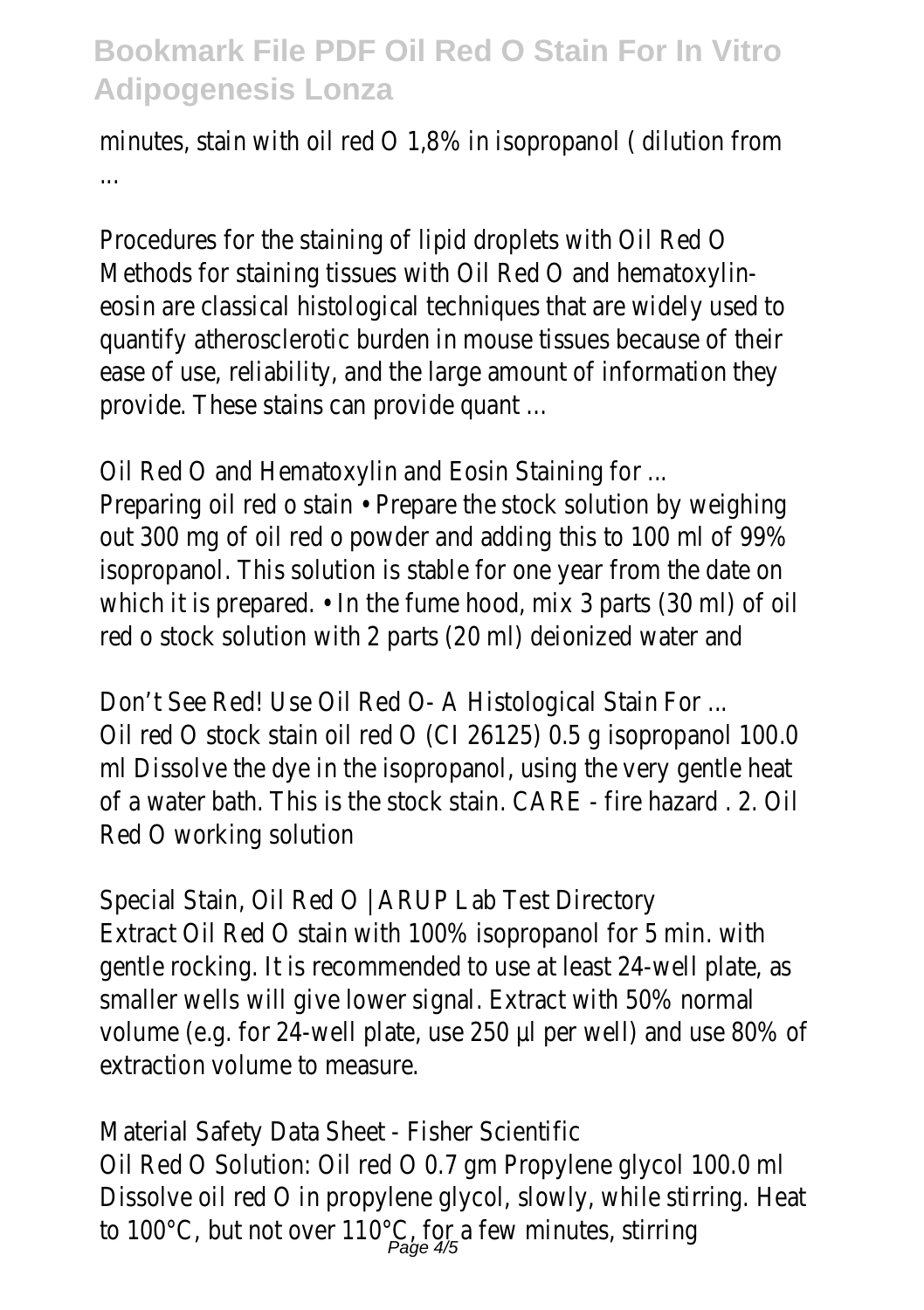minutes, stain with oil red O 1,8% in isopropanol ( dilution from ...

Procedures for the staining of lipid droplets with Oil Red O

Methods for staining tissues with Oil Red O and hematoxylin-eosin are classical histological techniques that are widely used to quantify atherosclerotic burden in mouse tissues because of their ease of use, reliability, and the large amount of information they provide. These stains can provide quant ...

Oil Red O and Hematoxylin and Eosin Staining for ...

Preparing oil red o stain • Prepare the stock solution by weighing out 300 mg of oil red o powder and adding this to 100 ml of 99% isopropanol. This solution is stable for one year from the date on which it is prepared. • In the fume hood, mix 3 parts (30 ml) of oil red o stock solution with 2 parts (20 ml) deionized water and

Don't See Red! Use Oil Red O- A Histological Stain For ...

Oil red O stock stain oil red O (CI 26125) 0.5 g isopropanol 100.0 ml Dissolve the dye in the isopropanol, using the very gentle heat of a water bath. This is the stock stain. CARE - fire hazard . 2. Oil Red O working solution

Special Stain, Oil Red O | ARUP Lab Test Directory

Extract Oil Red O stain with 100% isopropanol for 5 min. with gentle rocking. It is recommended to use at least 24-well plate, as smaller wells will give lower signal. Extract with 50% normal volume (e.g. for 24-well plate, use 250 µl per well) and use 80% of extraction volume to measure.

Material Safety Data Sheet - Fisher Scientific

Oil Red O Solution: Oil red O 0.7 gm Propylene glycol 100.0 ml Dissolve oil red O in propylene glycol, slowly, while stirring. Heat to 100°C, but not over 110°C, for a few minutes, stirring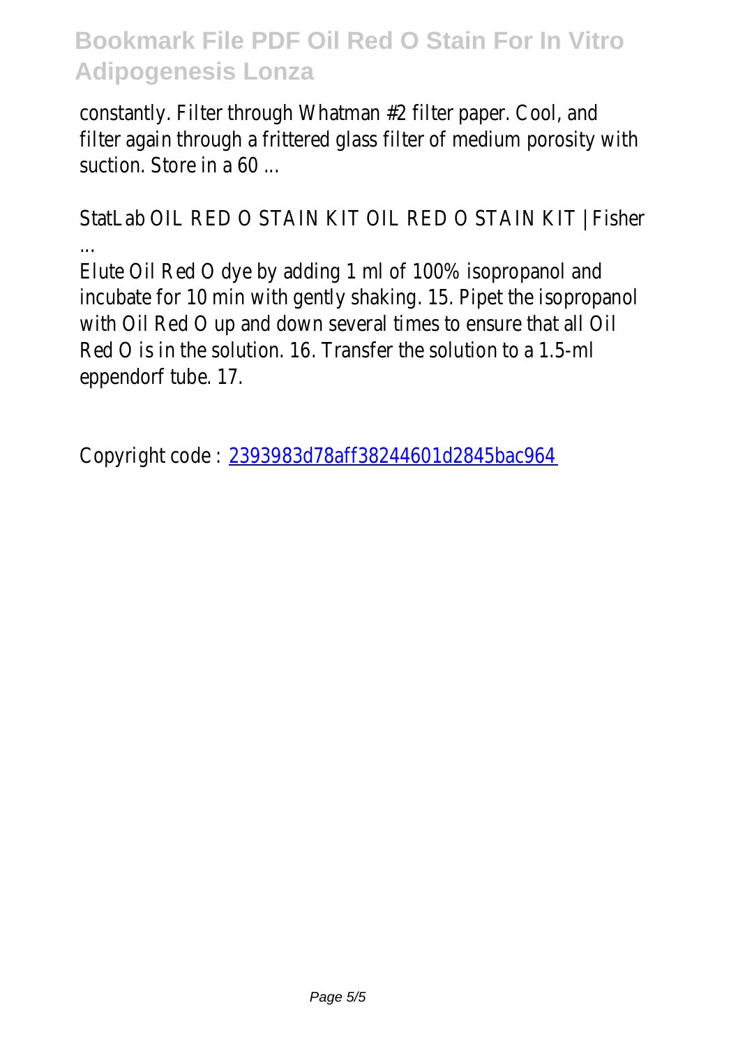constantly. Filter through Whatman #2 filter paper. Cool, and filter again through a frittered glass filter of medium porosity with suction. Store in a 60 ...

StatLab OIL RED O STAIN KIT OIL RED O STAIN KIT | Fisher ...

Elute Oil Red O dye by adding 1 ml of 100% isopropanol and incubate for 10 min with gently shaking. 15. Pipet the isopropanol with Oil Red O up and down several times to ensure that all Oil Red O is in the solution. 16. Transfer the solution to a 1.5-ml eppendorf tube. 17.

Copyright code : 2393983d78aff38244601d2845bac964